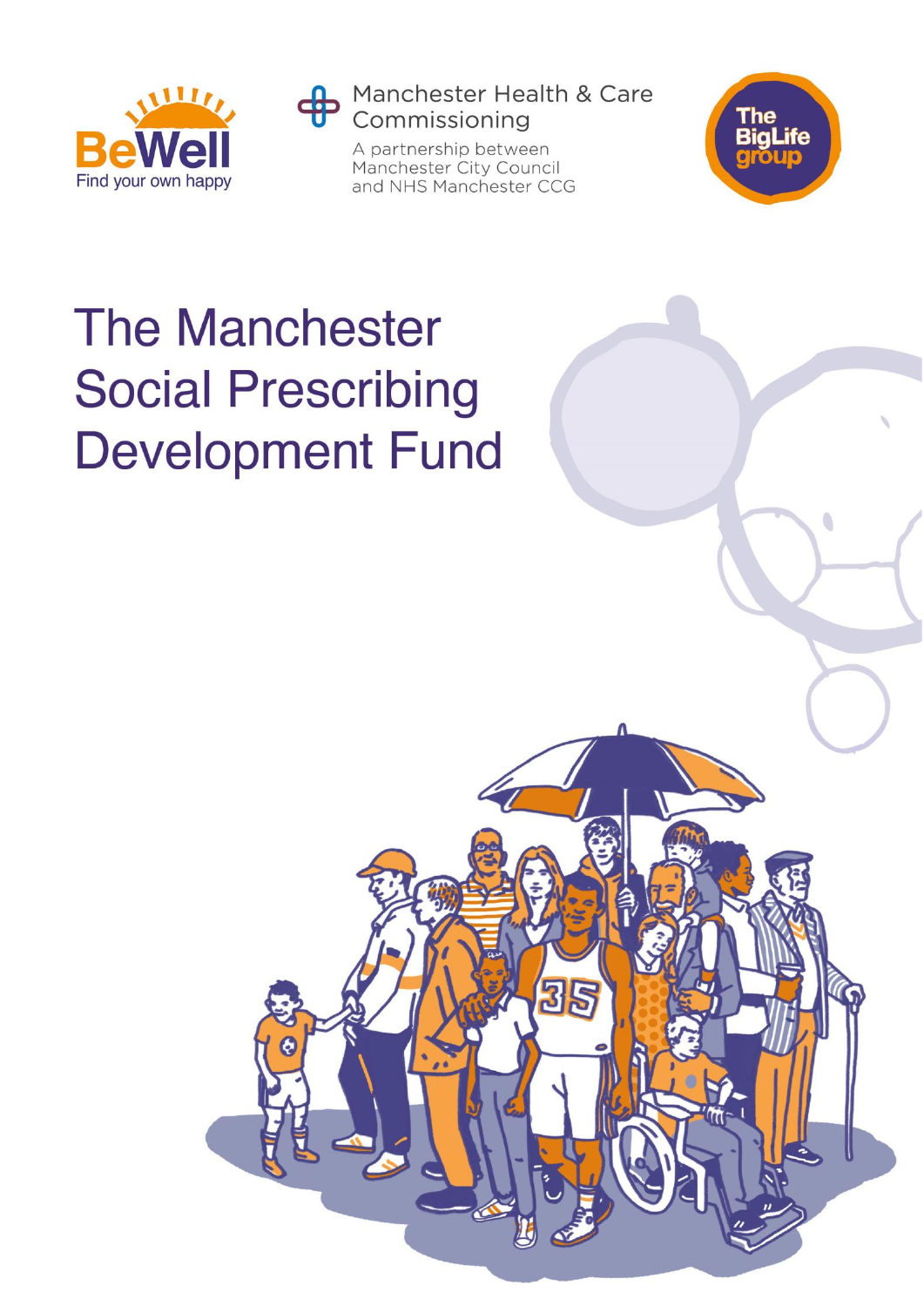BeWell
Find your own happy

Manchester Health & Care Commissioning

A partnership between Manchester City Council and NHS Manchester CCG

The BigLife group

# The Manchester Social Prescribing Development Fund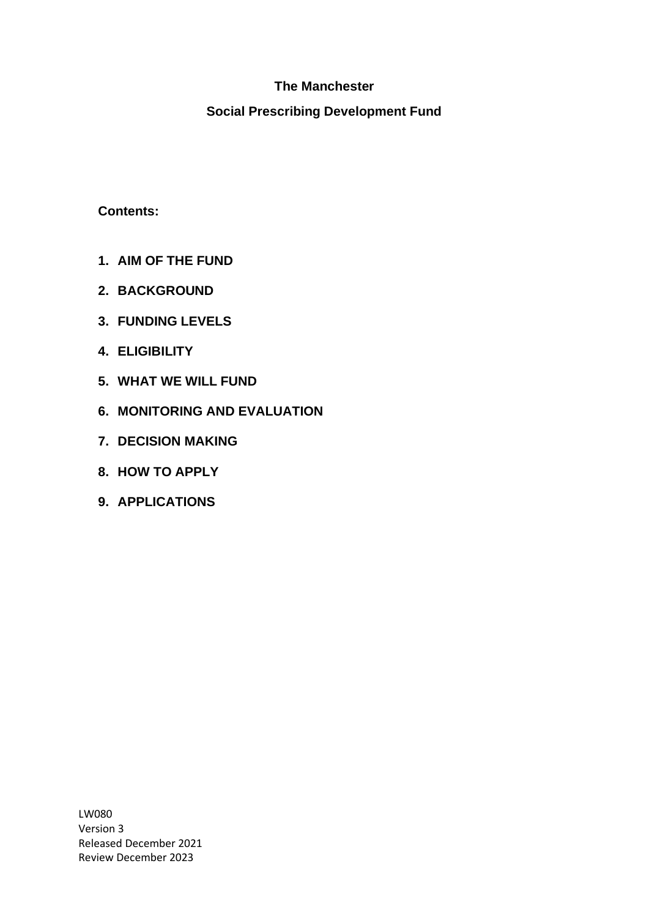**The Manchester**

**Social Prescribing Development Fund**

**Contents:**

1. **AIM OF THE FUND**
2. **BACKGROUND**
3. **FUNDING LEVELS**
4. **ELIGIBILITY**
5. **WHAT WE WILL FUND**
6. **MONITORING AND EVALUATION**
7. **DECISION MAKING**
8. **HOW TO APPLY**
9. **APPLICATIONS**

LW080
Version 3
Released December 2021
Review December 2023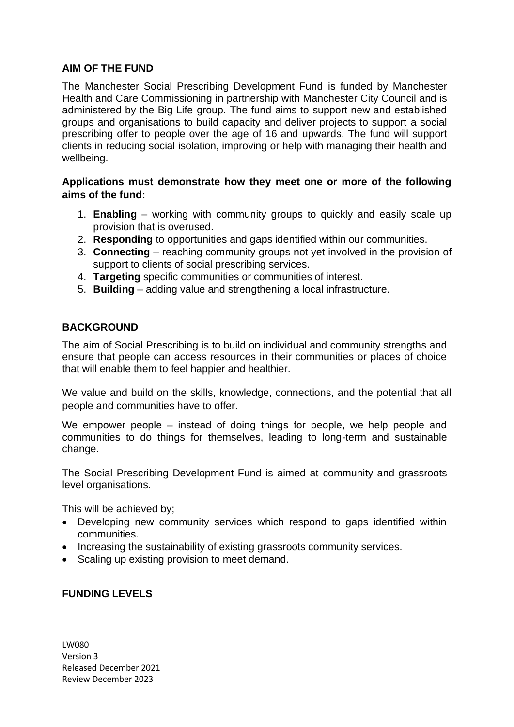## AIM OF THE FUND

The Manchester Social Prescribing Development Fund is funded by Manchester Health and Care Commissioning in partnership with Manchester City Council and is administered by the Big Life group. The fund aims to support new and established groups and organisations to build capacity and deliver projects to support a social prescribing offer to people over the age of 16 and upwards. The fund will support clients in reducing social isolation, improving or help with managing their health and wellbeing.

**Applications must demonstrate how they meet one or more of the following aims of the fund:**

1. **Enabling** – working with community groups to quickly and easily scale up provision that is overused.
2. **Responding** to opportunities and gaps identified within our communities.
3. **Connecting** – reaching community groups not yet involved in the provision of support to clients of social prescribing services.
4. **Targeting** specific communities or communities of interest.
5. **Building** – adding value and strengthening a local infrastructure.

## BACKGROUND

The aim of Social Prescribing is to build on individual and community strengths and ensure that people can access resources in their communities or places of choice that will enable them to feel happier and healthier.

We value and build on the skills, knowledge, connections, and the potential that all people and communities have to offer.

We empower people – instead of doing things for people, we help people and communities to do things for themselves, leading to long-term and sustainable change.

The Social Prescribing Development Fund is aimed at community and grassroots level organisations.

This will be achieved by;

- Developing new community services which respond to gaps identified within communities.
- Increasing the sustainability of existing grassroots community services.
- Scaling up existing provision to meet demand.

## FUNDING LEVELS

LW080
Version 3
Released December 2021
Review December 2023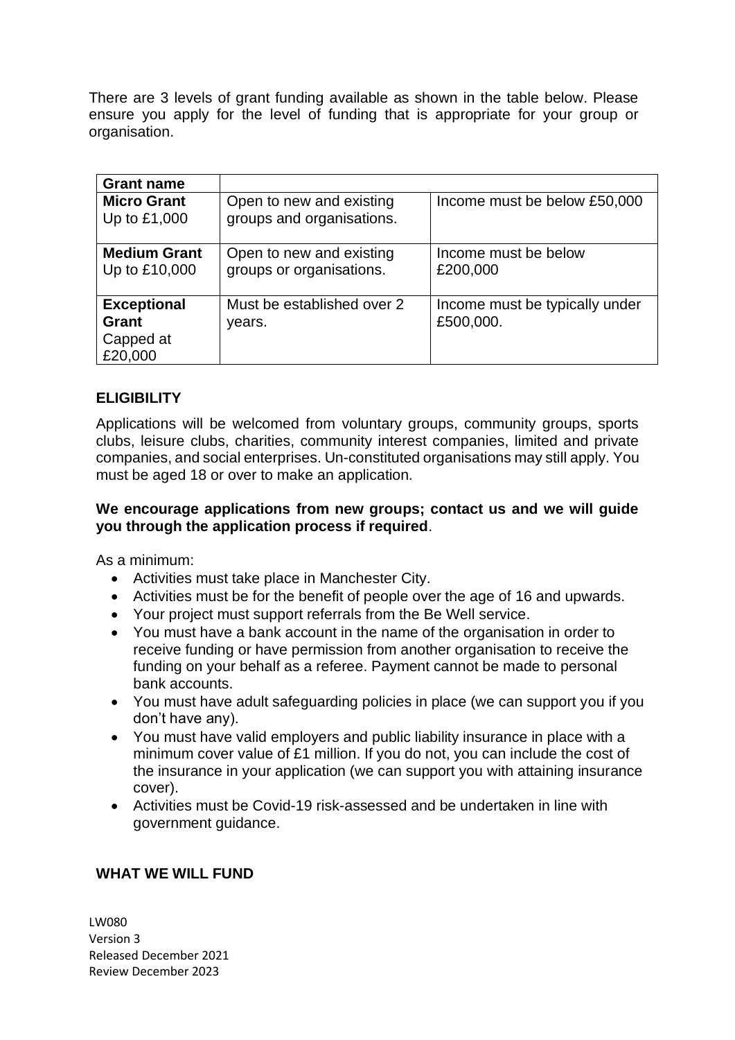There are 3 levels of grant funding available as shown in the table below. Please ensure you apply for the level of funding that is appropriate for your group or organisation.

| **Grant name** | | |
|---|---|---|
| **Micro Grant** Up to £1,000 | Open to new and existing groups and organisations. | Income must be below £50,000 |
| **Medium Grant** Up to £10,000 | Open to new and existing groups or organisations. | Income must be below £200,000 |
| **Exceptional Grant** Capped at £20,000 | Must be established over 2 years. | Income must be typically under £500,000. |

## ELIGIBILITY

Applications will be welcomed from voluntary groups, community groups, sports clubs, leisure clubs, charities, community interest companies, limited and private companies, and social enterprises. Un-constituted organisations may still apply. You must be aged 18 or over to make an application.

**We encourage applications from new groups; contact us and we will guide you through the application process if required**.

As a minimum:

- Activities must take place in Manchester City.
- Activities must be for the benefit of people over the age of 16 and upwards.
- Your project must support referrals from the Be Well service.
- You must have a bank account in the name of the organisation in order to receive funding or have permission from another organisation to receive the funding on your behalf as a referee. Payment cannot be made to personal bank accounts.
- You must have adult safeguarding policies in place (we can support you if you don't have any).
- You must have valid employers and public liability insurance in place with a minimum cover value of £1 million. If you do not, you can include the cost of the insurance in your application (we can support you with attaining insurance cover).
- Activities must be Covid-19 risk-assessed and be undertaken in line with government guidance.

## WHAT WE WILL FUND

LW080
Version 3
Released December 2021
Review December 2023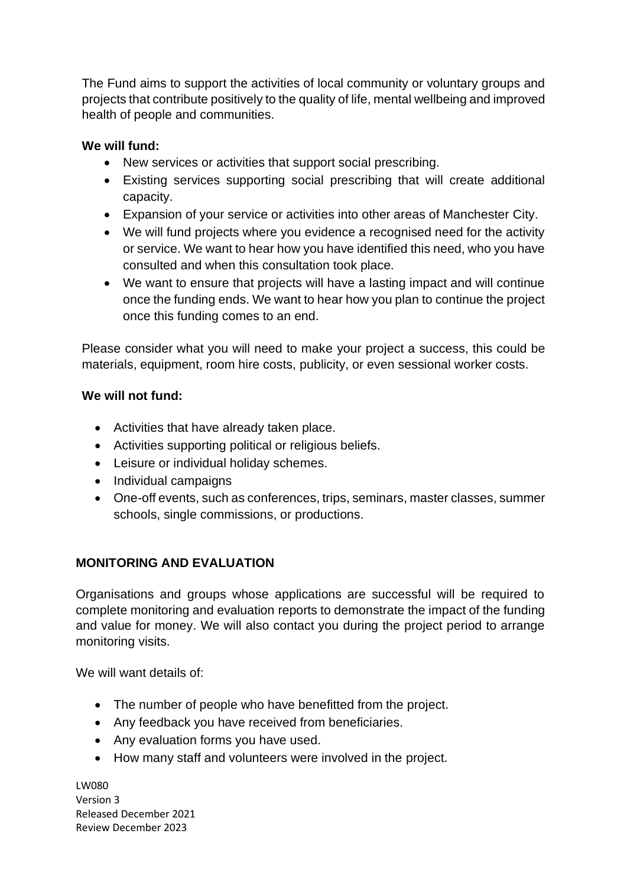The Fund aims to support the activities of local community or voluntary groups and projects that contribute positively to the quality of life, mental wellbeing and improved health of people and communities.

**We will fund:**

- New services or activities that support social prescribing.
- Existing services supporting social prescribing that will create additional capacity.
- Expansion of your service or activities into other areas of Manchester City.
- We will fund projects where you evidence a recognised need for the activity or service. We want to hear how you have identified this need, who you have consulted and when this consultation took place.
- We want to ensure that projects will have a lasting impact and will continue once the funding ends. We want to hear how you plan to continue the project once this funding comes to an end.

Please consider what you will need to make your project a success, this could be materials, equipment, room hire costs, publicity, or even sessional worker costs.

**We will not fund:**

- Activities that have already taken place.
- Activities supporting political or religious beliefs.
- Leisure or individual holiday schemes.
- Individual campaigns
- One-off events, such as conferences, trips, seminars, master classes, summer schools, single commissions, or productions.

## MONITORING AND EVALUATION

Organisations and groups whose applications are successful will be required to complete monitoring and evaluation reports to demonstrate the impact of the funding and value for money. We will also contact you during the project period to arrange monitoring visits.

We will want details of:

- The number of people who have benefitted from the project.
- Any feedback you have received from beneficiaries.
- Any evaluation forms you have used.
- How many staff and volunteers were involved in the project.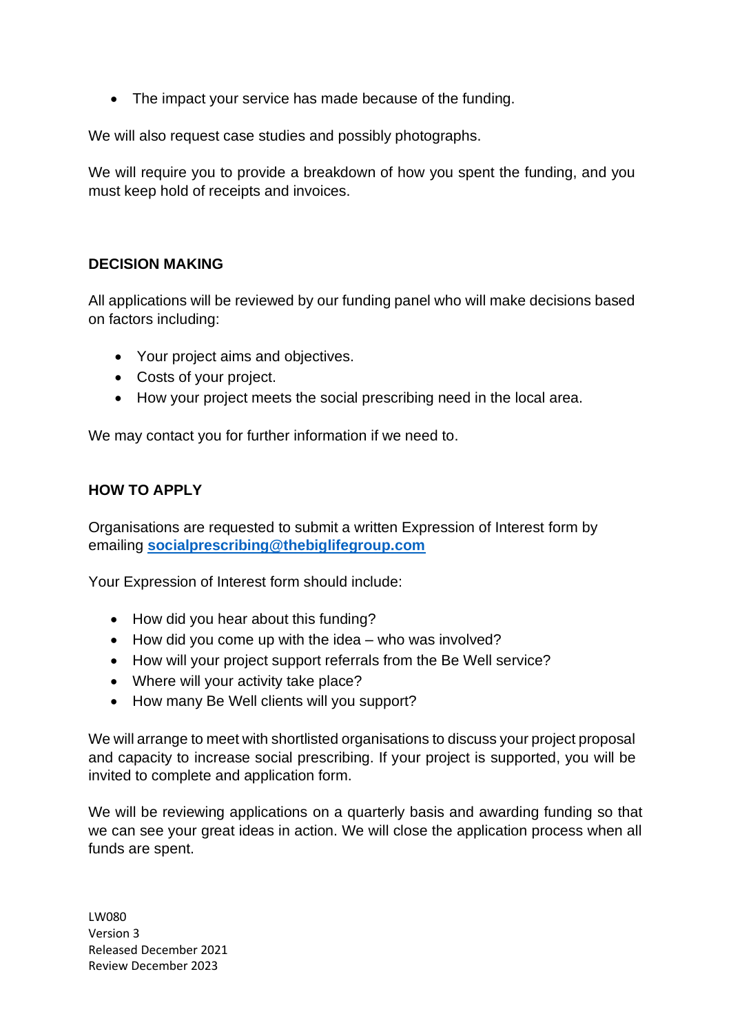- The impact your service has made because of the funding.

We will also request case studies and possibly photographs.

We will require you to provide a breakdown of how you spent the funding, and you must keep hold of receipts and invoices.

## DECISION MAKING

All applications will be reviewed by our funding panel who will make decisions based on factors including:

- Your project aims and objectives.
- Costs of your project.
- How your project meets the social prescribing need in the local area.

We may contact you for further information if we need to.

## HOW TO APPLY

Organisations are requested to submit a written Expression of Interest form by emailing **socialprescribing@thebiglifegroup.com**

Your Expression of Interest form should include:

- How did you hear about this funding?
- How did you come up with the idea – who was involved?
- How will your project support referrals from the Be Well service?
- Where will your activity take place?
- How many Be Well clients will you support?

We will arrange to meet with shortlisted organisations to discuss your project proposal and capacity to increase social prescribing. If your project is supported, you will be invited to complete and application form.

We will be reviewing applications on a quarterly basis and awarding funding so that we can see your great ideas in action. We will close the application process when all funds are spent.

LW080
Version 3
Released December 2021
Review December 2023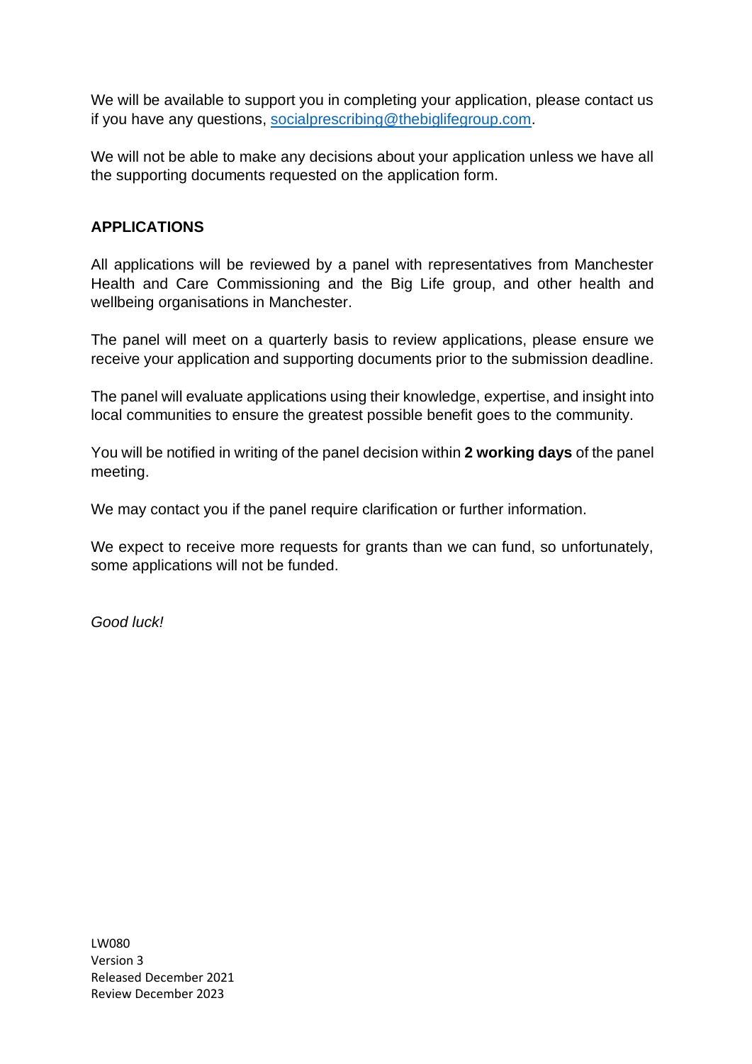We will be available to support you in completing your application, please contact us if you have any questions, socialprescribing@thebiglifegroup.com.

We will not be able to make any decisions about your application unless we have all the supporting documents requested on the application form.

## APPLICATIONS

All applications will be reviewed by a panel with representatives from Manchester Health and Care Commissioning and the Big Life group, and other health and wellbeing organisations in Manchester.

The panel will meet on a quarterly basis to review applications, please ensure we receive your application and supporting documents prior to the submission deadline.

The panel will evaluate applications using their knowledge, expertise, and insight into local communities to ensure the greatest possible benefit goes to the community.

You will be notified in writing of the panel decision within **2 working days** of the panel meeting.

We may contact you if the panel require clarification or further information.

We expect to receive more requests for grants than we can fund, so unfortunately, some applications will not be funded.

*Good luck!*

LW080
Version 3
Released December 2021
Review December 2023